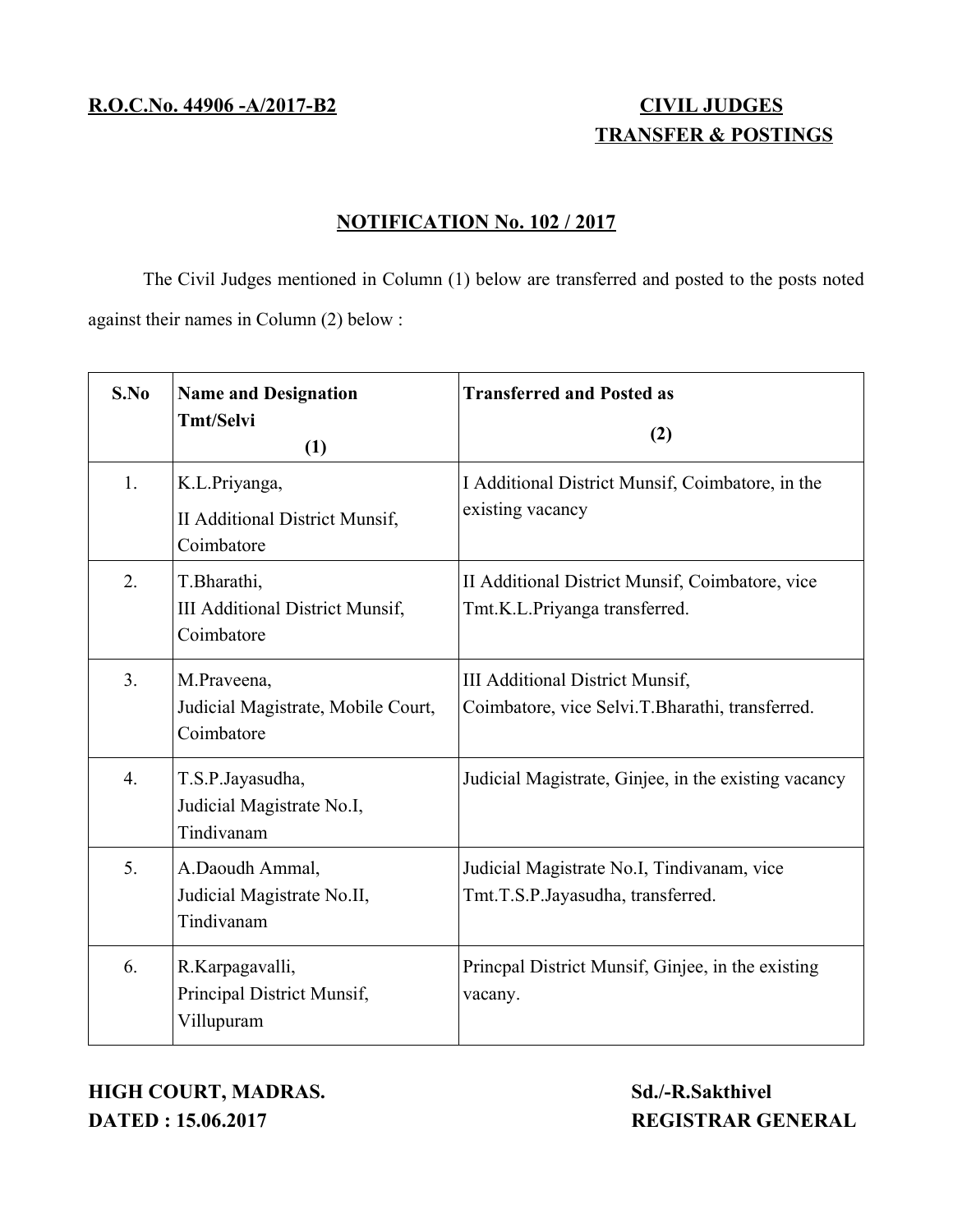**R.O.C.No. 44906 -A/2017-B2**

**CIVIL JUDGES**
**TRANSFER & POSTINGS**

## NOTIFICATION No. 102 / 2017

The Civil Judges mentioned in Column (1) below are transferred and posted to the posts noted against their names in Column (2) below :

| S.No | Name and Designation Tmt/Selvi (1) | Transferred and Posted as (2) |
|---|---|---|
| 1. | K.L.Priyanga, II Additional District Munsif, Coimbatore | I Additional District Munsif, Coimbatore, in the existing vacancy |
| 2. | T.Bharathi, III Additional District Munsif, Coimbatore | II Additional District Munsif, Coimbatore, vice Tmt.K.L.Priyanga transferred. |
| 3. | M.Praveena, Judicial Magistrate, Mobile Court, Coimbatore | III Additional District Munsif, Coimbatore, vice Selvi.T.Bharathi, transferred. |
| 4. | T.S.P.Jayasudha, Judicial Magistrate No.I, Tindivanam | Judicial Magistrate, Ginjee, in the existing vacancy |
| 5. | A.Daoudh Ammal, Judicial Magistrate No.II, Tindivanam | Judicial Magistrate No.I, Tindivanam, vice Tmt.T.S.P.Jayasudha, transferred. |
| 6. | R.Karpagavalli, Principal District Munsif, Villupuram | Princpal District Munsif, Ginjee, in the existing vacany. |

**HIGH COURT, MADRAS.**
**DATED : 15.06.2017**

**Sd./-R.Sakthivel**
**REGISTRAR GENERAL**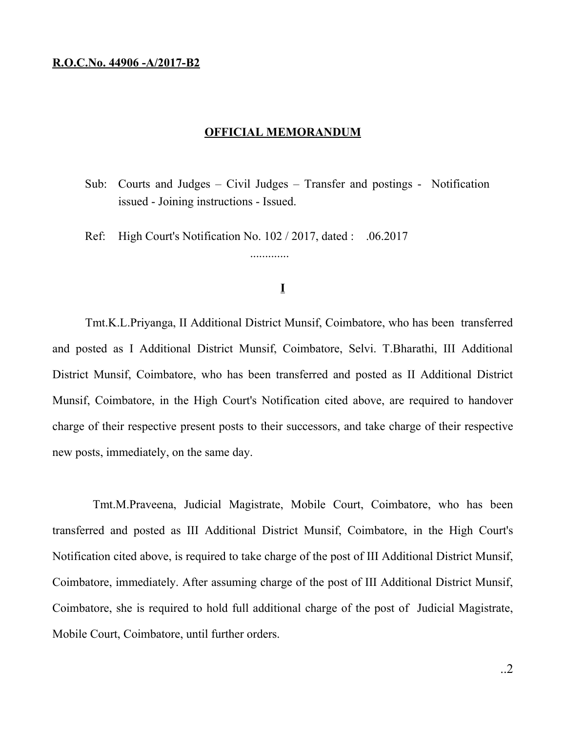**R.O.C.No. 44906 -A/2017-B2**

**OFFICIAL MEMORANDUM**

Sub: Courts and Judges – Civil Judges – Transfer and postings - Notification issued - Joining instructions - Issued.

Ref: High Court's Notification No. 102 / 2017, dated : .06.2017

.............

**I**

Tmt.K.L.Priyanga, II Additional District Munsif, Coimbatore, who has been transferred and posted as I Additional District Munsif, Coimbatore, Selvi. T.Bharathi, III Additional District Munsif, Coimbatore, who has been transferred and posted as II Additional District Munsif, Coimbatore, in the High Court's Notification cited above, are required to handover charge of their respective present posts to their successors, and take charge of their respective new posts, immediately, on the same day.

Tmt.M.Praveena, Judicial Magistrate, Mobile Court, Coimbatore, who has been transferred and posted as III Additional District Munsif, Coimbatore, in the High Court's Notification cited above, is required to take charge of the post of III Additional District Munsif, Coimbatore, immediately. After assuming charge of the post of III Additional District Munsif, Coimbatore, she is required to hold full additional charge of the post of Judicial Magistrate, Mobile Court, Coimbatore, until further orders.

..2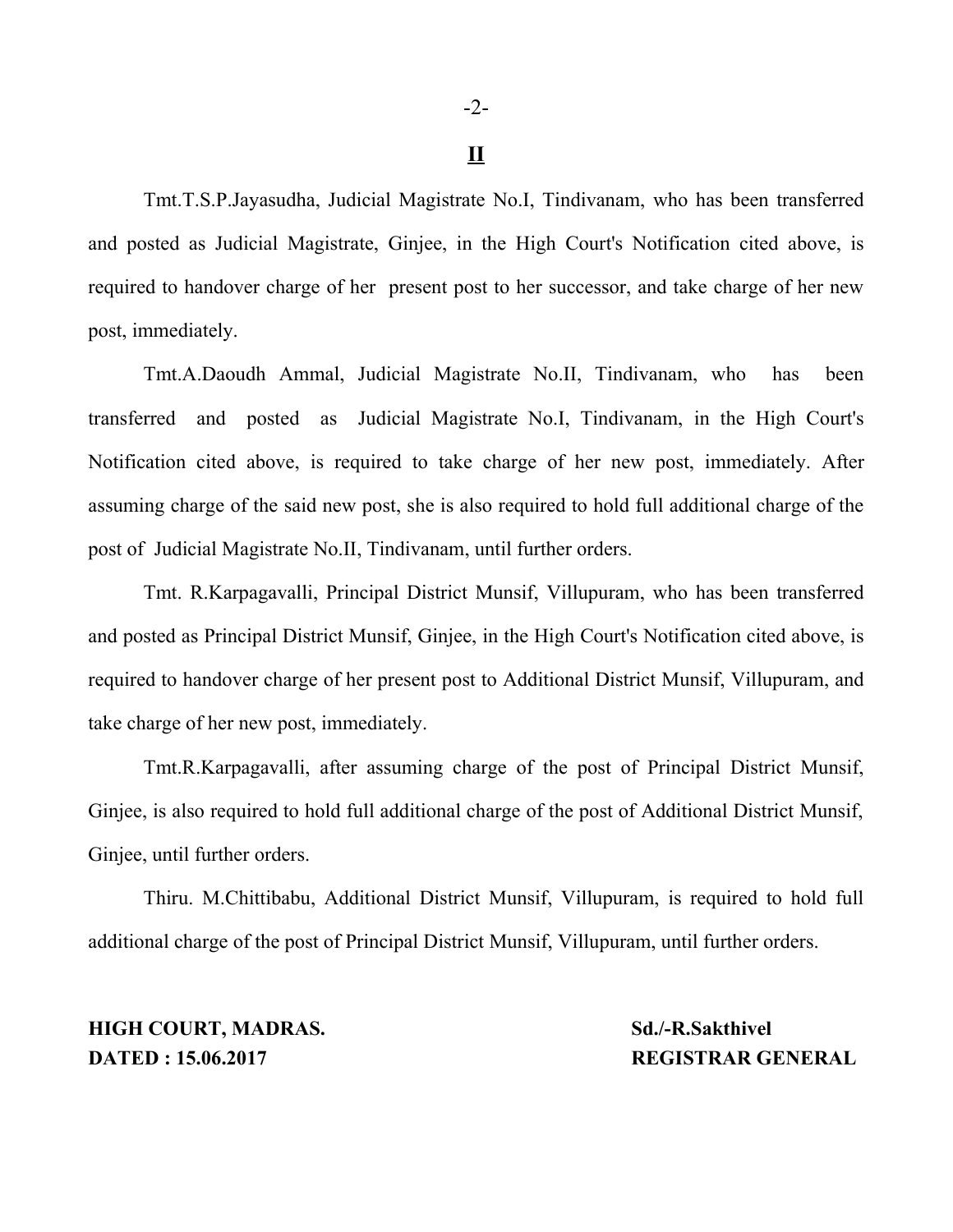## II

Tmt.T.S.P.Jayasudha, Judicial Magistrate No.I, Tindivanam, who has been transferred and posted as Judicial Magistrate, Ginjee, in the High Court's Notification cited above, is required to handover charge of her present post to her successor, and take charge of her new post, immediately.

Tmt.A.Daoudh Ammal, Judicial Magistrate No.II, Tindivanam, who has been transferred and posted as Judicial Magistrate No.I, Tindivanam, in the High Court's Notification cited above, is required to take charge of her new post, immediately. After assuming charge of the said new post, she is also required to hold full additional charge of the post of Judicial Magistrate No.II, Tindivanam, until further orders.

Tmt. R.Karpagavalli, Principal District Munsif, Villupuram, who has been transferred and posted as Principal District Munsif, Ginjee, in the High Court's Notification cited above, is required to handover charge of her present post to Additional District Munsif, Villupuram, and take charge of her new post, immediately.

Tmt.R.Karpagavalli, after assuming charge of the post of Principal District Munsif, Ginjee, is also required to hold full additional charge of the post of Additional District Munsif, Ginjee, until further orders.

Thiru. M.Chittibabu, Additional District Munsif, Villupuram, is required to hold full additional charge of the post of Principal District Munsif, Villupuram, until further orders.

**HIGH COURT, MADRAS.**
**DATED : 15.06.2017**

**Sd./-R.Sakthivel**
**REGISTRAR GENERAL**